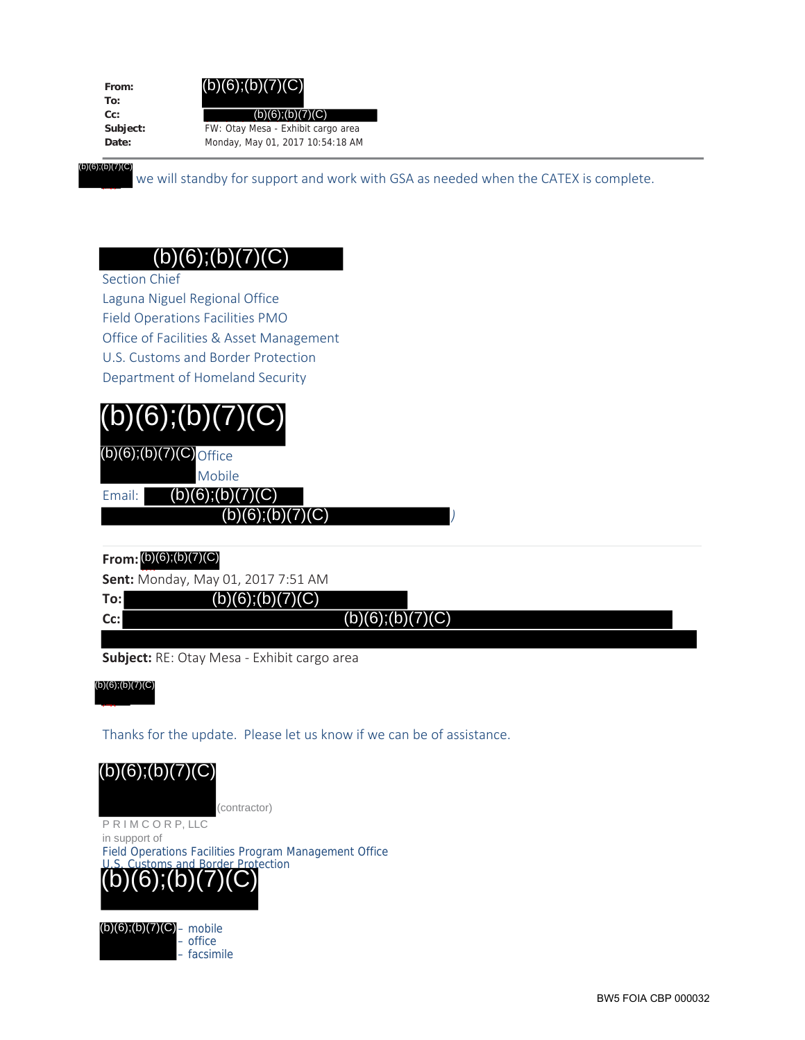**From:** (b)(6);(b)(7)(C)
**To:**
**Cc:** (b)(6);(b)(7)(C)
**Subject:** FW: Otay Mesa - Exhibit cargo area
**Date:** Monday, May 01, 2017 10:54:18 AM

---

(b)(6);(b)(7)(C) we will standby for support and work with GSA as needed when the CATEX is complete.

(b)(6);(b)(7)(C)
Section Chief
Laguna Niguel Regional Office
Field Operations Facilities PMO
Office of Facilities & Asset Management
U.S. Customs and Border Protection
Department of Homeland Security

(b)(6);(b)(7)(C)
(b)(6);(b)(7)(C) Office
Mobile
Email: (b)(6);(b)(7)(C)
(b)(6);(b)(7)(C) )

---

**From:** (b)(6);(b)(7)(C)
**Sent:** Monday, May 01, 2017 7:51 AM
**To:** (b)(6);(b)(7)(C)
**Cc:** (b)(6);(b)(7)(C)
**Subject:** RE: Otay Mesa - Exhibit cargo area

(b)(6);(b)(7)(C)

Thanks for the update. Please let us know if we can be of assistance.

(b)(6);(b)(7)(C)
(contractor)
PRIMCORP, LLC
in support of
Field Operations Facilities Program Management Office
U.S. Customs and Border Protection
(b)(6);(b)(7)(C)

(b)(6);(b)(7)(C) - mobile
- office
- facsimile

BW5 FOIA CBP 000032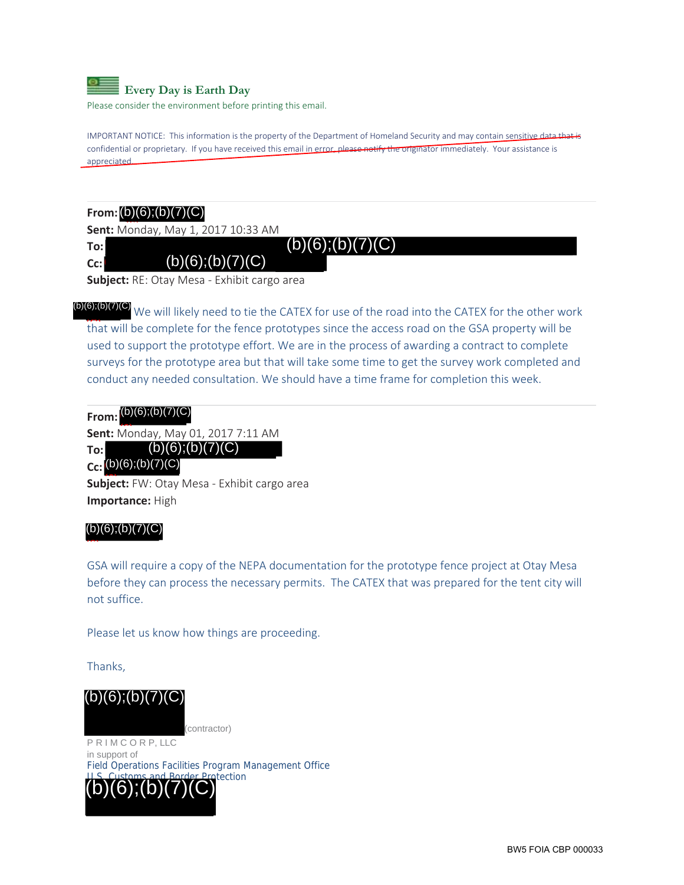**Every Day is Earth Day**

Please consider the environment before printing this email.

IMPORTANT NOTICE: This information is the property of the Department of Homeland Security and may contain sensitive data that is confidential or proprietary. If you have received this email in error, please notify the originator immediately. Your assistance is appreciated.

---

**From:** (b)(6);(b)(7)(C)
**Sent:** Monday, May 1, 2017 10:33 AM
**To:** (b)(6);(b)(7)(C)
**Cc:** (b)(6);(b)(7)(C)
**Subject:** RE: Otay Mesa - Exhibit cargo area

(b)(6);(b)(7)(C) We will likely need to tie the CATEX for use of the road into the CATEX for the other work that will be complete for the fence prototypes since the access road on the GSA property will be used to support the prototype effort. We are in the process of awarding a contract to complete surveys for the prototype area but that will take some time to get the survey work completed and conduct any needed consultation. We should have a time frame for completion this week.

---

**From:** (b)(6);(b)(7)(C)
**Sent:** Monday, May 01, 2017 7:11 AM
**To:** (b)(6);(b)(7)(C)
**Cc:** (b)(6);(b)(7)(C)
**Subject:** FW: Otay Mesa - Exhibit cargo area
**Importance:** High

(b)(6);(b)(7)(C)

GSA will require a copy of the NEPA documentation for the prototype fence project at Otay Mesa before they can process the necessary permits. The CATEX that was prepared for the tent city will not suffice.

Please let us know how things are proceeding.

Thanks,

(b)(6);(b)(7)(C) (contractor)
P R I M C O R P, LLC
in support of
Field Operations Facilities Program Management Office
U.S. Customs and Border Protection
(b)(6);(b)(7)(C)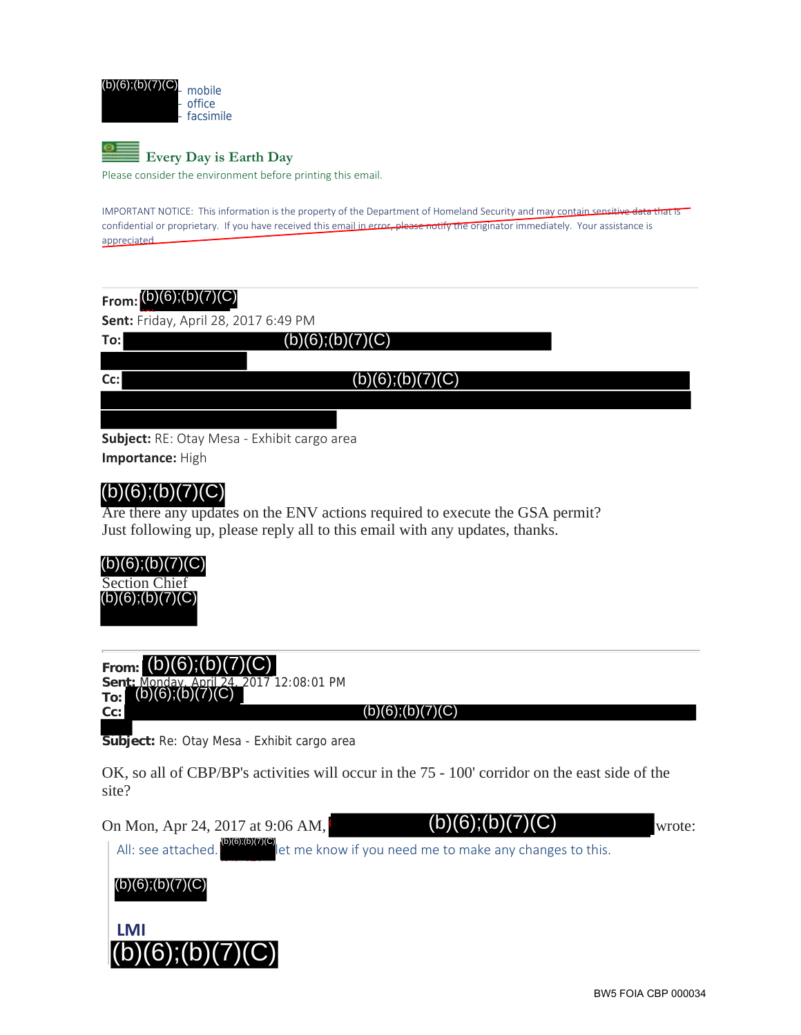(b)(6);(b)(7)(C) - mobile
- office
- facsimile

**Every Day is Earth Day**

Please consider the environment before printing this email.

IMPORTANT NOTICE: This information is the property of the Department of Homeland Security and may contain sensitive data that is confidential or proprietary. If you have received this email in error, please notify the originator immediately. Your assistance is appreciated.

---

**From:** (b)(6);(b)(7)(C)
**Sent:** Friday, April 28, 2017 6:49 PM
**To:** (b)(6);(b)(7)(C)
**Cc:** (b)(6);(b)(7)(C)
**Subject:** RE: Otay Mesa - Exhibit cargo area
**Importance:** High

(b)(6);(b)(7)(C)
Are there any updates on the ENV actions required to execute the GSA permit? Just following up, please reply all to this email with any updates, thanks.

(b)(6);(b)(7)(C)
Section Chief
(b)(6);(b)(7)(C)

---

**From:** (b)(6);(b)(7)(C)
**Sent:** Monday, April 24, 2017 12:08:01 PM
**To:** (b)(6);(b)(7)(C)
**Cc:** (b)(6);(b)(7)(C)
**Subject:** Re: Otay Mesa - Exhibit cargo area

OK, so all of CBP/BP's activities will occur in the 75 - 100' corridor on the east side of the site?

On Mon, Apr 24, 2017 at 9:06 AM, (b)(6);(b)(7)(C) wrote:

> All: see attached. (b)(6);(b)(7)(C) let me know if you need me to make any changes to this.
>
> (b)(6);(b)(7)(C)
>
> **LMI**
> (b)(6);(b)(7)(C)

BW5 FOIA CBP 000034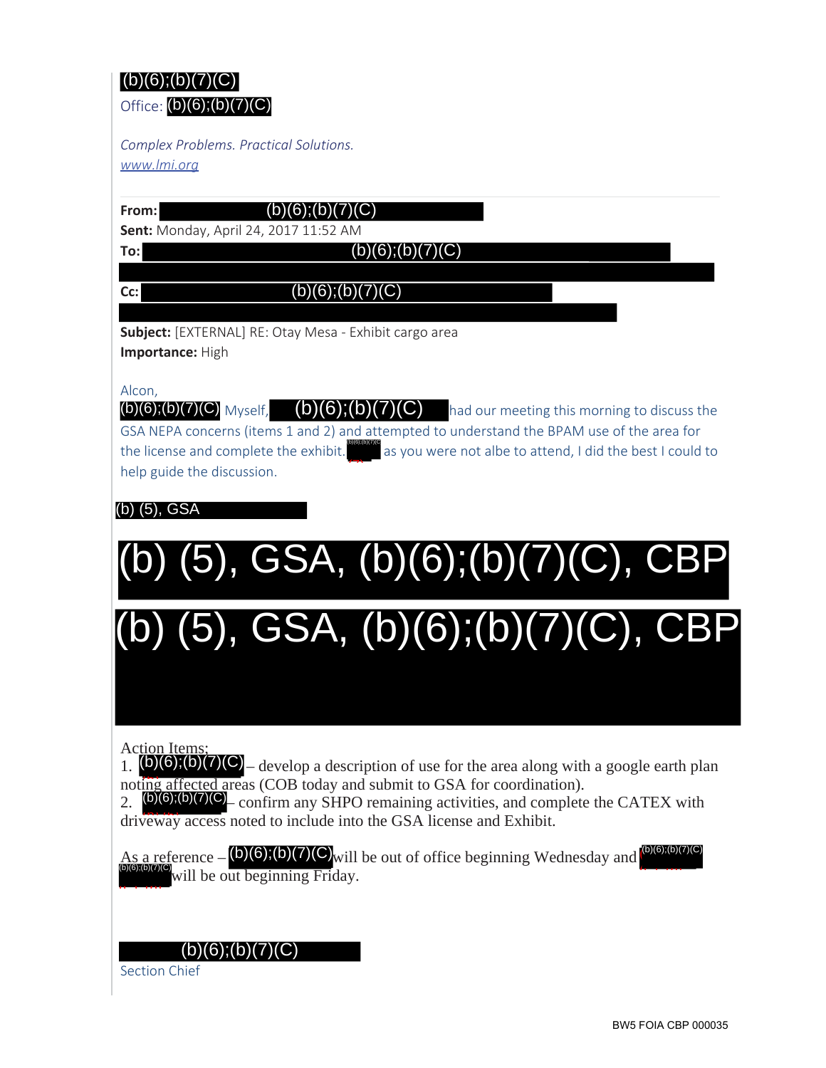(b)(6);(b)(7)(C)
Office: (b)(6);(b)(7)(C)

*Complex Problems. Practical Solutions.*
www.lmi.org

**From:** (b)(6);(b)(7)(C)
**Sent:** Monday, April 24, 2017 11:52 AM
**To:** (b)(6);(b)(7)(C)
**Cc:** (b)(6);(b)(7)(C)
**Subject:** [EXTERNAL] RE: Otay Mesa - Exhibit cargo area
**Importance:** High

Alcon,
(b)(6);(b)(7)(C) Myself, (b)(6);(b)(7)(C) had our meeting this morning to discuss the GSA NEPA concerns (items 1 and 2) and attempted to understand the BPAM use of the area for the license and complete the exhibit. (b)(6);(b)(7)(C) as you were not albe to attend, I did the best I could to help guide the discussion.

(b) (5), GSA

(b) (5), GSA, (b)(6);(b)(7)(C), CBP

(b) (5), GSA, (b)(6);(b)(7)(C), CBP

Action Items:

1. (b)(6);(b)(7)(C) – develop a description of use for the area along with a google earth plan noting affected areas (COB today and submit to GSA for coordination).
2. (b)(6);(b)(7)(C) – confirm any SHPO remaining activities, and complete the CATEX with driveway access noted to include into the GSA license and Exhibit.

As a reference – (b)(6);(b)(7)(C) will be out of office beginning Wednesday and (b)(6);(b)(7)(C) (b)(6);(b)(7)(C) will be out beginning Friday.

(b)(6);(b)(7)(C)
Section Chief

BW5 FOIA CBP 000035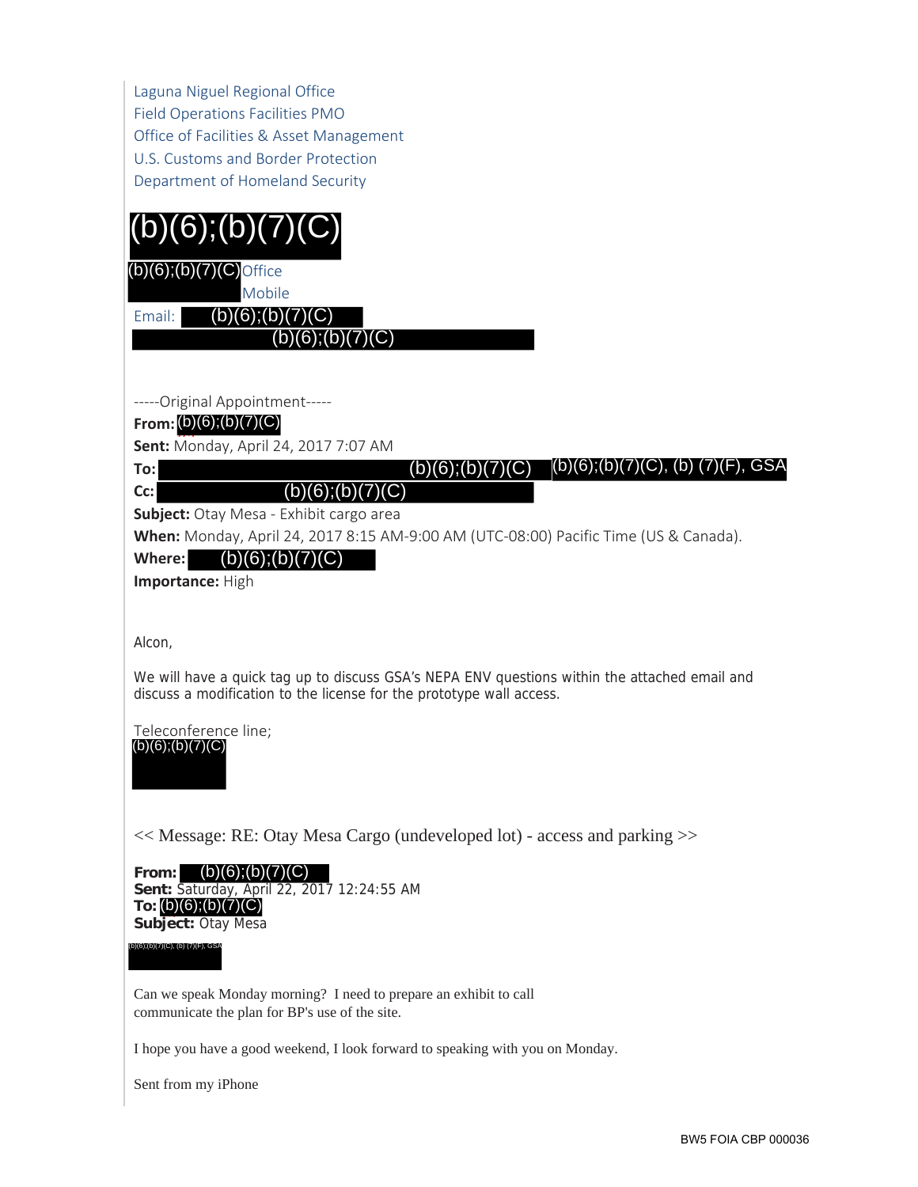Laguna Niguel Regional Office
Field Operations Facilities PMO
Office of Facilities & Asset Management
U.S. Customs and Border Protection
Department of Homeland Security

(b)(6);(b)(7)(C)

(b)(6);(b)(7)(C) Office
Mobile
Email: (b)(6);(b)(7)(C)
(b)(6);(b)(7)(C)

-----Original Appointment-----
**From:** (b)(6);(b)(7)(C)
**Sent:** Monday, April 24, 2017 7:07 AM
**To:** (b)(6);(b)(7)(C) (b)(6);(b)(7)(C), (b) (7)(F), GSA
**Cc:** (b)(6);(b)(7)(C)
**Subject:** Otay Mesa - Exhibit cargo area
**When:** Monday, April 24, 2017 8:15 AM-9:00 AM (UTC-08:00) Pacific Time (US & Canada).
**Where:** (b)(6);(b)(7)(C)
**Importance:** High

Alcon,

We will have a quick tag up to discuss GSA's NEPA ENV questions within the attached email and discuss a modification to the license for the prototype wall access.

Teleconference line;
(b)(6);(b)(7)(C)

<< Message: RE: Otay Mesa Cargo (undeveloped lot) - access and parking >>

**From:** (b)(6);(b)(7)(C)
**Sent:** Saturday, April 22, 2017 12:24:55 AM
**To:** (b)(6);(b)(7)(C)
**Subject:** Otay Mesa

(b)(6);(b)(7)(C), (b) (7)(F), GSA

Can we speak Monday morning? I need to prepare an exhibit to call communicate the plan for BP's use of the site.

I hope you have a good weekend, I look forward to speaking with you on Monday.

Sent from my iPhone

BW5 FOIA CBP 000036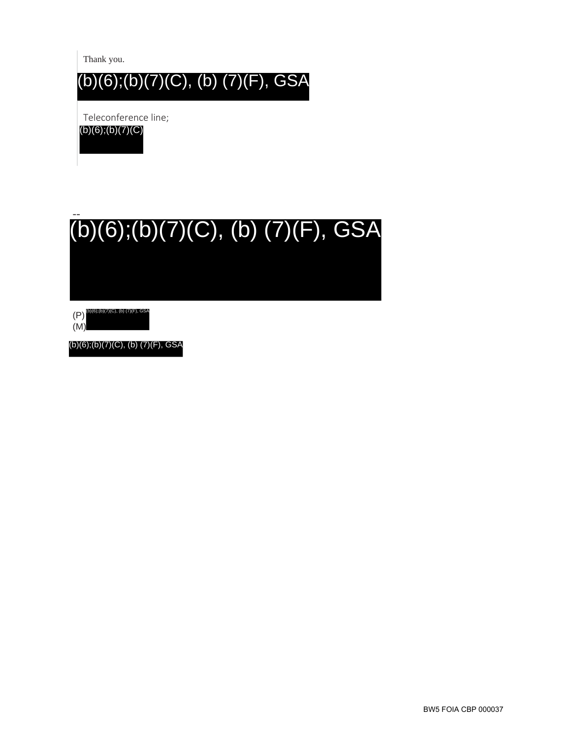Thank you.

(b)(6);(b)(7)(C), (b) (7)(F), GSA

Teleconference line;
(b)(6);(b)(7)(C)

--
(b)(6);(b)(7)(C), (b) (7)(F), GSA

(P) (b)(6);(b)(7)(C), (b) (7)(F), GSA
(M)

(b)(6);(b)(7)(C), (b) (7)(F), GSA

BW5 FOIA CBP 000037